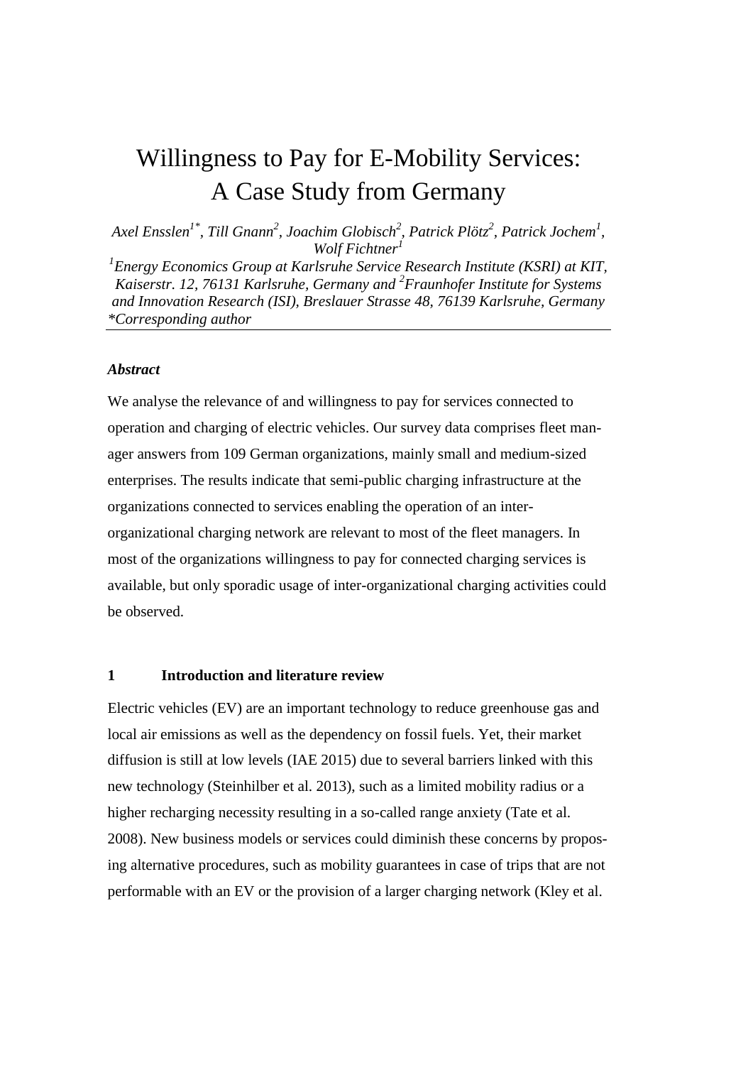# Willingness to Pay for E-Mobility Services: A Case Study from Germany

*Axel Ensslen[1*], Till Gnann[2], Joachim Globisch[2], Patrick Plötz[2], Patrick Jochem[1], Wolf Fichtner[1]*

*[1]Energy Economics Group at Karlsruhe Service Research Institute (KSRI) at KIT, Kaiserstr. 12, 76131 Karlsruhe, Germany and [2]Fraunhofer Institute for Systems and Innovation Research (ISI), Breslauer Strasse 48, 76139 Karlsruhe, Germany*
*\*Corresponding author*

***Abstract***

We analyse the relevance of and willingness to pay for services connected to operation and charging of electric vehicles. Our survey data comprises fleet manager answers from 109 German organizations, mainly small and medium-sized enterprises. The results indicate that semi-public charging infrastructure at the organizations connected to services enabling the operation of an inter-organizational charging network are relevant to most of the fleet managers. In most of the organizations willingness to pay for connected charging services is available, but only sporadic usage of inter-organizational charging activities could be observed.

## 1 Introduction and literature review

Electric vehicles (EV) are an important technology to reduce greenhouse gas and local air emissions as well as the dependency on fossil fuels. Yet, their market diffusion is still at low levels (IAE 2015) due to several barriers linked with this new technology (Steinhilber et al. 2013), such as a limited mobility radius or a higher recharging necessity resulting in a so-called range anxiety (Tate et al. 2008). New business models or services could diminish these concerns by proposing alternative procedures, such as mobility guarantees in case of trips that are not performable with an EV or the provision of a larger charging network (Kley et al.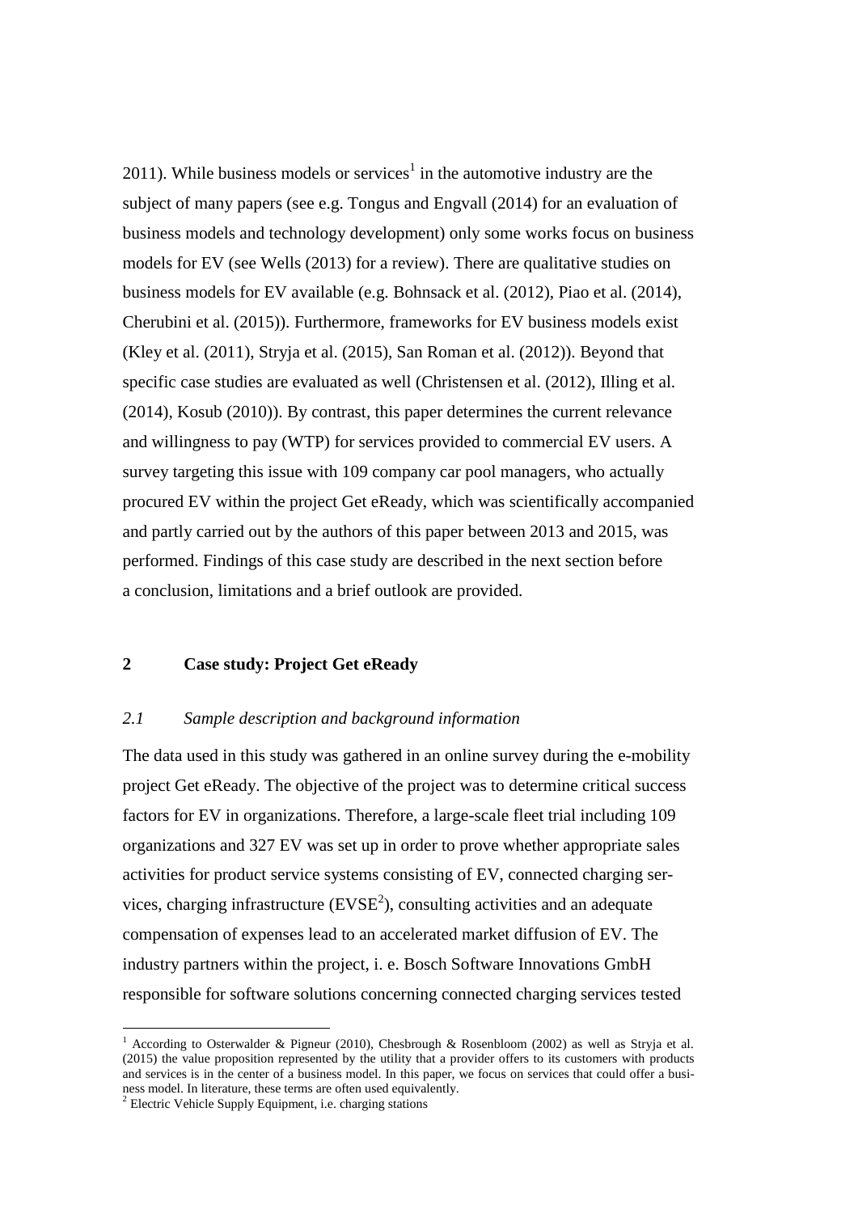2011). While business models or services[1] in the automotive industry are the subject of many papers (see e.g. Tongus and Engvall (2014) for an evaluation of business models and technology development) only some works focus on business models for EV (see Wells (2013) for a review). There are qualitative studies on business models for EV available (e.g. Bohnsack et al. (2012), Piao et al. (2014), Cherubini et al. (2015)). Furthermore, frameworks for EV business models exist (Kley et al. (2011), Stryja et al. (2015), San Roman et al. (2012)). Beyond that specific case studies are evaluated as well (Christensen et al. (2012), Illing et al. (2014), Kosub (2010)). By contrast, this paper determines the current relevance and willingness to pay (WTP) for services provided to commercial EV users. A survey targeting this issue with 109 company car pool managers, who actually procured EV within the project Get eReady, which was scientifically accompanied and partly carried out by the authors of this paper between 2013 and 2015, was performed. Findings of this case study are described in the next section before a conclusion, limitations and a brief outlook are provided.

## 2 Case study: Project Get eReady

### *2.1 Sample description and background information*

The data used in this study was gathered in an online survey during the e-mobility project Get eReady. The objective of the project was to determine critical success factors for EV in organizations. Therefore, a large-scale fleet trial including 109 organizations and 327 EV was set up in order to prove whether appropriate sales activities for product service systems consisting of EV, connected charging services, charging infrastructure (EVSE[2]), consulting activities and an adequate compensation of expenses lead to an accelerated market diffusion of EV. The industry partners within the project, i. e. Bosch Software Innovations GmbH responsible for software solutions concerning connected charging services tested

---

[1] According to Osterwalder & Pigneur (2010), Chesbrough & Rosenbloom (2002) as well as Stryja et al. (2015) the value proposition represented by the utility that a provider offers to its customers with products and services is in the center of a business model. In this paper, we focus on services that could offer a business model. In literature, these terms are often used equivalently.

[2] Electric Vehicle Supply Equipment, i.e. charging stations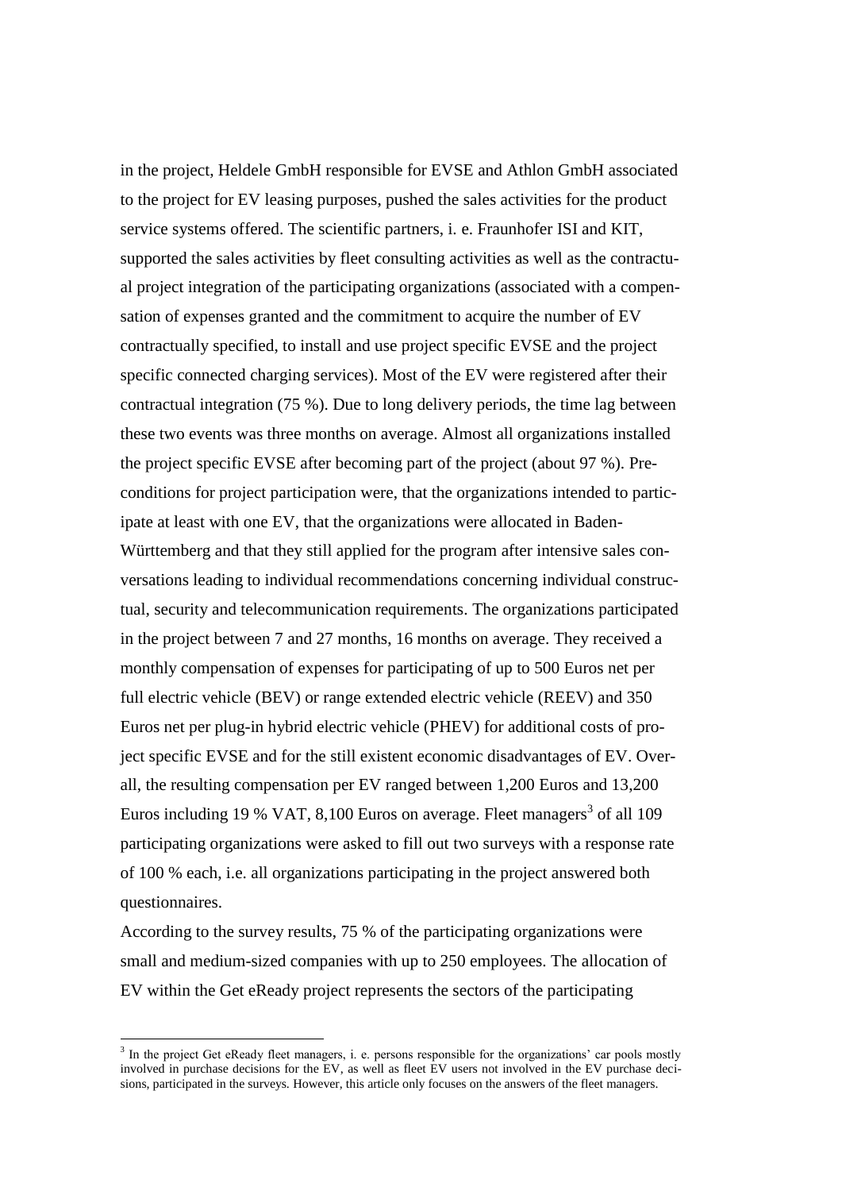in the project, Heldele GmbH responsible for EVSE and Athlon GmbH associated to the project for EV leasing purposes, pushed the sales activities for the product service systems offered. The scientific partners, i. e. Fraunhofer ISI and KIT, supported the sales activities by fleet consulting activities as well as the contractual project integration of the participating organizations (associated with a compensation of expenses granted and the commitment to acquire the number of EV contractually specified, to install and use project specific EVSE and the project specific connected charging services). Most of the EV were registered after their contractual integration (75 %). Due to long delivery periods, the time lag between these two events was three months on average. Almost all organizations installed the project specific EVSE after becoming part of the project (about 97 %). Preconditions for project participation were, that the organizations intended to participate at least with one EV, that the organizations were allocated in Baden-Württemberg and that they still applied for the program after intensive sales conversations leading to individual recommendations concerning individual constructual, security and telecommunication requirements. The organizations participated in the project between 7 and 27 months, 16 months on average. They received a monthly compensation of expenses for participating of up to 500 Euros net per full electric vehicle (BEV) or range extended electric vehicle (REEV) and 350 Euros net per plug-in hybrid electric vehicle (PHEV) for additional costs of project specific EVSE and for the still existent economic disadvantages of EV. Overall, the resulting compensation per EV ranged between 1,200 Euros and 13,200 Euros including 19 % VAT, 8,100 Euros on average. Fleet managers[3] of all 109 participating organizations were asked to fill out two surveys with a response rate of 100 % each, i.e. all organizations participating in the project answered both questionnaires.

According to the survey results, 75 % of the participating organizations were small and medium-sized companies with up to 250 employees. The allocation of EV within the Get eReady project represents the sectors of the participating

[3] In the project Get eReady fleet managers, i. e. persons responsible for the organizations' car pools mostly involved in purchase decisions for the EV, as well as fleet EV users not involved in the EV purchase decisions, participated in the surveys. However, this article only focuses on the answers of the fleet managers.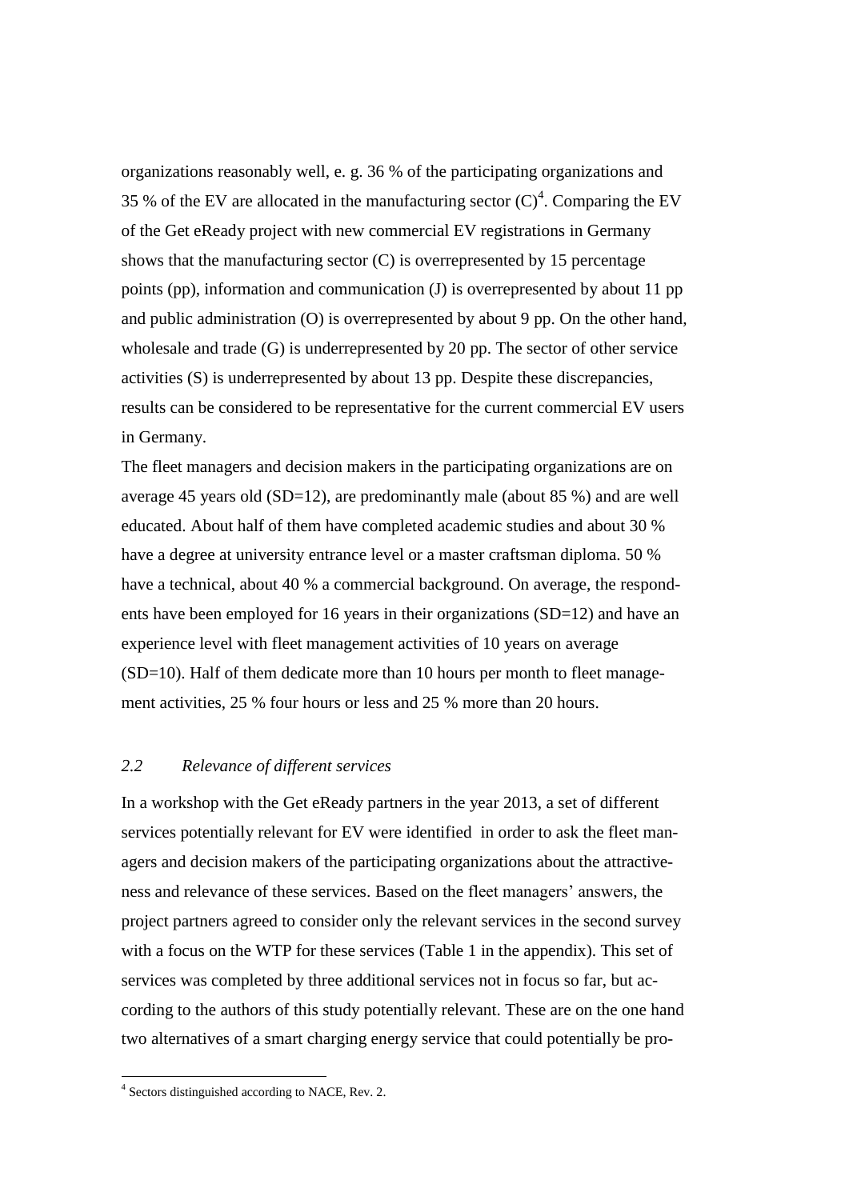organizations reasonably well, e. g. 36 % of the participating organizations and 35 % of the EV are allocated in the manufacturing sector (C)[4]. Comparing the EV of the Get eReady project with new commercial EV registrations in Germany shows that the manufacturing sector (C) is overrepresented by 15 percentage points (pp), information and communication (J) is overrepresented by about 11 pp and public administration (O) is overrepresented by about 9 pp. On the other hand, wholesale and trade (G) is underrepresented by 20 pp. The sector of other service activities (S) is underrepresented by about 13 pp. Despite these discrepancies, results can be considered to be representative for the current commercial EV users in Germany.

The fleet managers and decision makers in the participating organizations are on average 45 years old (SD=12), are predominantly male (about 85 %) and are well educated. About half of them have completed academic studies and about 30 % have a degree at university entrance level or a master craftsman diploma. 50 % have a technical, about 40 % a commercial background. On average, the respondents have been employed for 16 years in their organizations (SD=12) and have an experience level with fleet management activities of 10 years on average (SD=10). Half of them dedicate more than 10 hours per month to fleet management activities, 25 % four hours or less and 25 % more than 20 hours.

### *2.2 Relevance of different services*

In a workshop with the Get eReady partners in the year 2013, a set of different services potentially relevant for EV were identified in order to ask the fleet managers and decision makers of the participating organizations about the attractiveness and relevance of these services. Based on the fleet managers' answers, the project partners agreed to consider only the relevant services in the second survey with a focus on the WTP for these services (Table 1 in the appendix). This set of services was completed by three additional services not in focus so far, but according to the authors of this study potentially relevant. These are on the one hand two alternatives of a smart charging energy service that could potentially be pro-

[4] Sectors distinguished according to NACE, Rev. 2.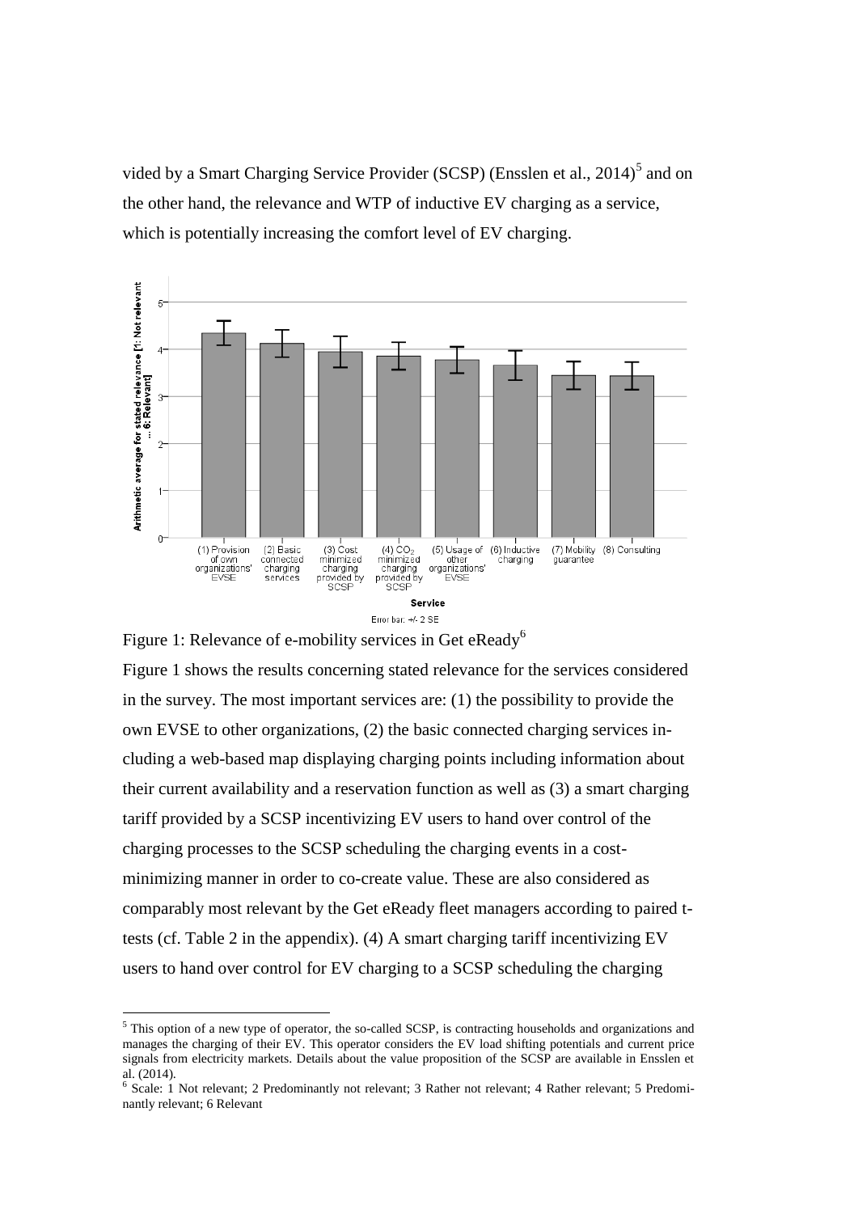vided by a Smart Charging Service Provider (SCSP) (Ensslen et al., 2014)[5] and on the other hand, the relevance and WTP of inductive EV charging as a service, which is potentially increasing the comfort level of EV charging.

Figure 1: Relevance of e-mobility services in Get eReady[6]

Figure 1 shows the results concerning stated relevance for the services considered in the survey. The most important services are: (1) the possibility to provide the own EVSE to other organizations, (2) the basic connected charging services including a web-based map displaying charging points including information about their current availability and a reservation function as well as (3) a smart charging tariff provided by a SCSP incentivizing EV users to hand over control of the charging processes to the SCSP scheduling the charging events in a cost-minimizing manner in order to co-create value. These are also considered as comparably most relevant by the Get eReady fleet managers according to paired t-tests (cf. Table 2 in the appendix). (4) A smart charging tariff incentivizing EV users to hand over control for EV charging to a SCSP scheduling the charging

[5] This option of a new type of operator, the so-called SCSP, is contracting households and organizations and manages the charging of their EV. This operator considers the EV load shifting potentials and current price signals from electricity markets. Details about the value proposition of the SCSP are available in Ensslen et al. (2014).

[6] Scale: 1 Not relevant; 2 Predominantly not relevant; 3 Rather not relevant; 4 Rather relevant; 5 Predominantly relevant; 6 Relevant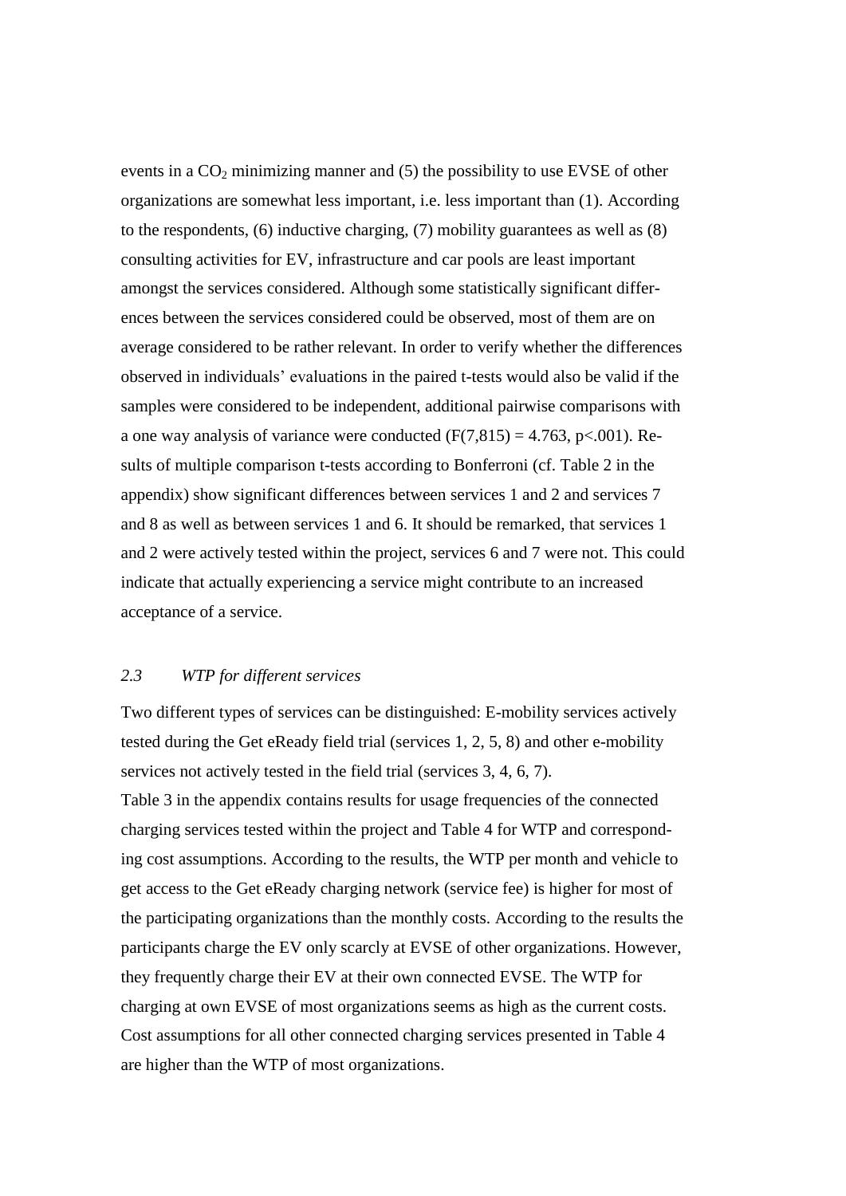events in a $CO_2$ minimizing manner and (5) the possibility to use EVSE of other organizations are somewhat less important, i.e. less important than (1). According to the respondents, (6) inductive charging, (7) mobility guarantees as well as (8) consulting activities for EV, infrastructure and car pools are least important amongst the services considered. Although some statistically significant differences between the services considered could be observed, most of them are on average considered to be rather relevant. In order to verify whether the differences observed in individuals' evaluations in the paired t-tests would also be valid if the samples were considered to be independent, additional pairwise comparisons with a one way analysis of variance were conducted ($F(7,815) = 4.763$, $p<.001$). Results of multiple comparison t-tests according to Bonferroni (cf. Table 2 in the appendix) show significant differences between services 1 and 2 and services 7 and 8 as well as between services 1 and 6. It should be remarked, that services 1 and 2 were actively tested within the project, services 6 and 7 were not. This could indicate that actually experiencing a service might contribute to an increased acceptance of a service.

### *2.3 WTP for different services*

Two different types of services can be distinguished: E-mobility services actively tested during the Get eReady field trial (services 1, 2, 5, 8) and other e-mobility services not actively tested in the field trial (services 3, 4, 6, 7).

Table 3 in the appendix contains results for usage frequencies of the connected charging services tested within the project and Table 4 for WTP and corresponding cost assumptions. According to the results, the WTP per month and vehicle to get access to the Get eReady charging network (service fee) is higher for most of the participating organizations than the monthly costs. According to the results the participants charge the EV only scarcly at EVSE of other organizations. However, they frequently charge their EV at their own connected EVSE. The WTP for charging at own EVSE of most organizations seems as high as the current costs. Cost assumptions for all other connected charging services presented in Table 4 are higher than the WTP of most organizations.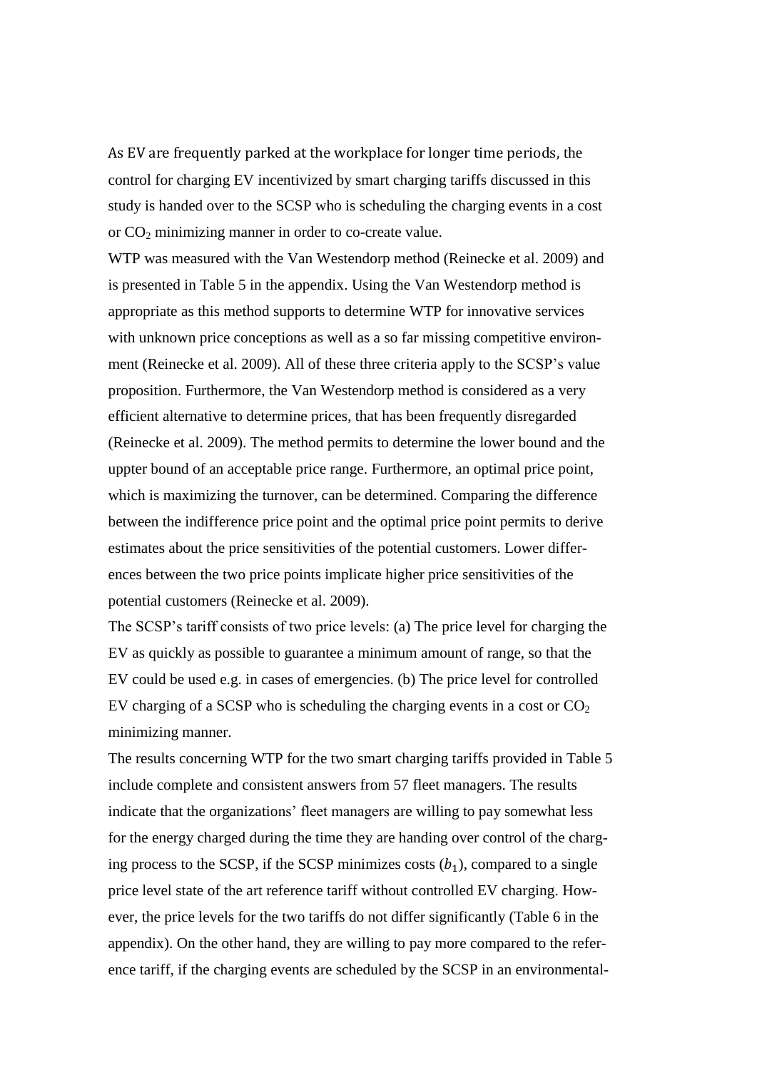As EV are frequently parked at the workplace for longer time periods, the control for charging EV incentivized by smart charging tariffs discussed in this study is handed over to the SCSP who is scheduling the charging events in a cost or $CO_2$ minimizing manner in order to co-create value.

WTP was measured with the Van Westendorp method (Reinecke et al. 2009) and is presented in Table 5 in the appendix. Using the Van Westendorp method is appropriate as this method supports to determine WTP for innovative services with unknown price conceptions as well as a so far missing competitive environment (Reinecke et al. 2009). All of these three criteria apply to the SCSP's value proposition. Furthermore, the Van Westendorp method is considered as a very efficient alternative to determine prices, that has been frequently disregarded (Reinecke et al. 2009). The method permits to determine the lower bound and the uppter bound of an acceptable price range. Furthermore, an optimal price point, which is maximizing the turnover, can be determined. Comparing the difference between the indifference price point and the optimal price point permits to derive estimates about the price sensitivities of the potential customers. Lower differences between the two price points implicate higher price sensitivities of the potential customers (Reinecke et al. 2009).

The SCSP's tariff consists of two price levels: (a) The price level for charging the EV as quickly as possible to guarantee a minimum amount of range, so that the EV could be used e.g. in cases of emergencies. (b) The price level for controlled EV charging of a SCSP who is scheduling the charging events in a cost or $CO_2$ minimizing manner.

The results concerning WTP for the two smart charging tariffs provided in Table 5 include complete and consistent answers from 57 fleet managers. The results indicate that the organizations' fleet managers are willing to pay somewhat less for the energy charged during the time they are handing over control of the charging process to the SCSP, if the SCSP minimizes costs ($b_1$), compared to a single price level state of the art reference tariff without controlled EV charging. However, the price levels for the two tariffs do not differ significantly (Table 6 in the appendix). On the other hand, they are willing to pay more compared to the reference tariff, if the charging events are scheduled by the SCSP in an environmental-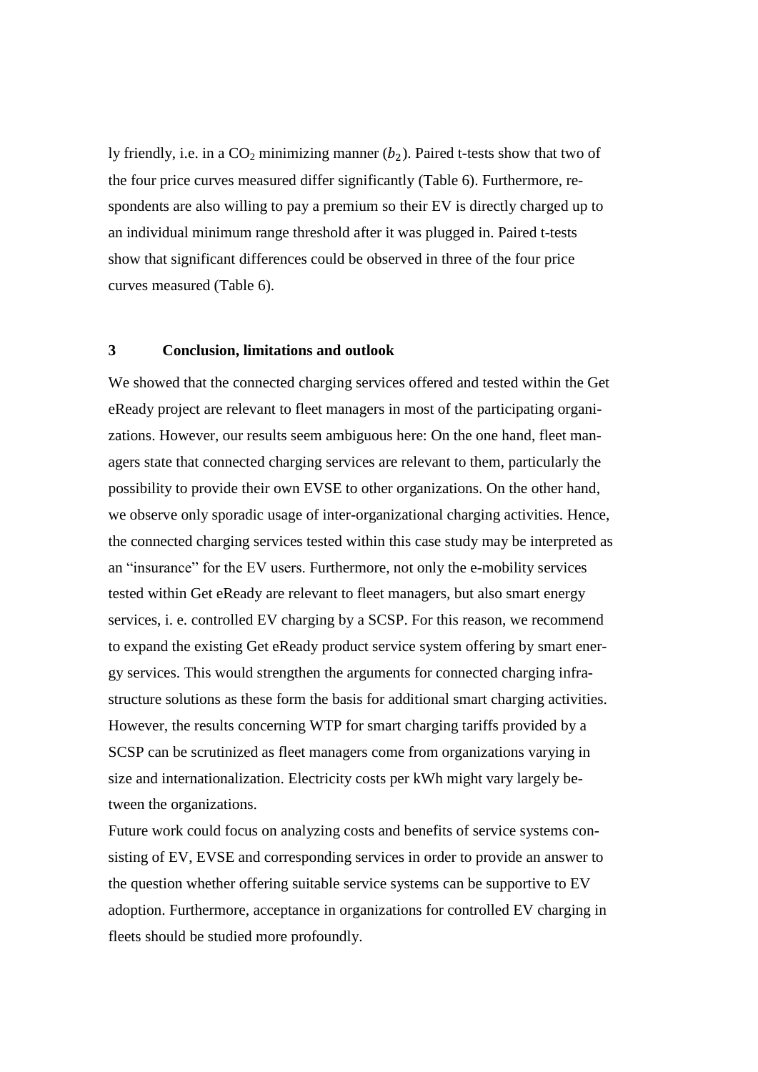ly friendly, i.e. in a $CO_2$ minimizing manner ($b_2$). Paired t-tests show that two of the four price curves measured differ significantly (Table 6). Furthermore, respondents are also willing to pay a premium so their EV is directly charged up to an individual minimum range threshold after it was plugged in. Paired t-tests show that significant differences could be observed in three of the four price curves measured (Table 6).

## 3 Conclusion, limitations and outlook

We showed that the connected charging services offered and tested within the Get eReady project are relevant to fleet managers in most of the participating organizations. However, our results seem ambiguous here: On the one hand, fleet managers state that connected charging services are relevant to them, particularly the possibility to provide their own EVSE to other organizations. On the other hand, we observe only sporadic usage of inter-organizational charging activities. Hence, the connected charging services tested within this case study may be interpreted as an "insurance" for the EV users. Furthermore, not only the e-mobility services tested within Get eReady are relevant to fleet managers, but also smart energy services, i. e. controlled EV charging by a SCSP. For this reason, we recommend to expand the existing Get eReady product service system offering by smart energy services. This would strengthen the arguments for connected charging infrastructure solutions as these form the basis for additional smart charging activities. However, the results concerning WTP for smart charging tariffs provided by a SCSP can be scrutinized as fleet managers come from organizations varying in size and internationalization. Electricity costs per kWh might vary largely between the organizations.

Future work could focus on analyzing costs and benefits of service systems consisting of EV, EVSE and corresponding services in order to provide an answer to the question whether offering suitable service systems can be supportive to EV adoption. Furthermore, acceptance in organizations for controlled EV charging in fleets should be studied more profoundly.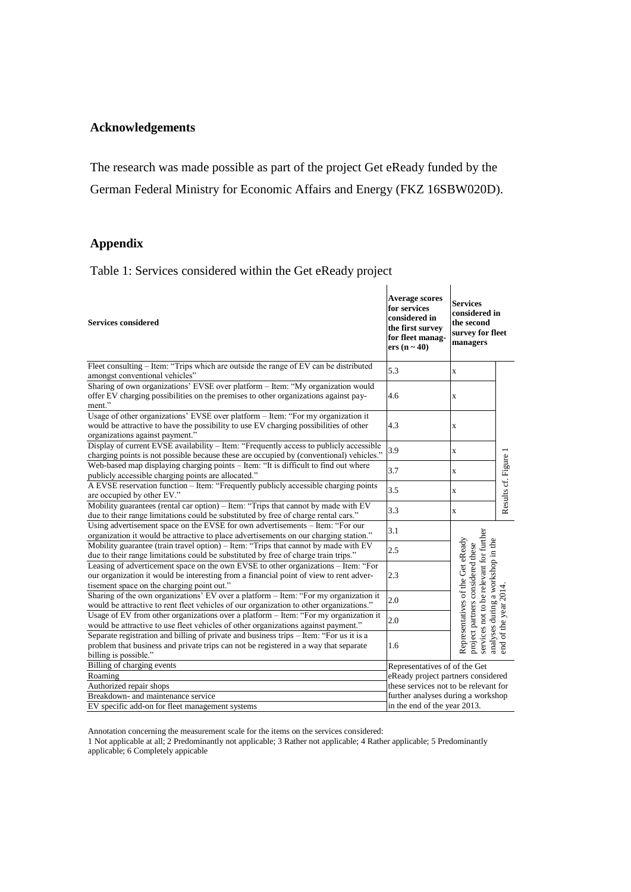## Acknowledgements

The research was made possible as part of the project Get eReady funded by the German Federal Ministry for Economic Affairs and Energy (FKZ 16SBW020D).

## Appendix

Table 1: Services considered within the Get eReady project

| Services considered | Average scores for services considered in the first survey for fleet managers (n ~ 40) | Services considered in the second survey for fleet managers | |
|---|---|---|---|
| Fleet consulting – Item: "Trips which are outside the range of EV can be distributed amongst conventional vehicles" | 5.3 | x | Results cf. Figure 1 |
| Sharing of own organizations' EVSE over platform – Item: "My organization would offer EV charging possibilities on the premises to other organizations against payment." | 4.6 | x | |
| Usage of other organizations' EVSE over platform – Item: "For my organization it would be attractive to have the possibility to use EV charging possibilities of other organizations against payment." | 4.3 | x | |
| Display of current EVSE availability – Item: "Frequently access to publicly accessible charging points is not possible because these are occupied by (conventional) vehicles." | 3.9 | x | |
| Web-based map displaying charging points – Item: "It is difficult to find out where publicly accessible charging points are allocated." | 3.7 | x | |
| A EVSE reservation function – Item: "Frequently publicly accessible charging points are occupied by other EV." | 3.5 | x | |
| Mobility guarantees (rental car option) – Item: "Trips that cannot by made with EV due to their range limitations could be substituted by free of charge rental cars." | 3.3 | x | |
| Using advertisement space on the EVSE for own advertisements – Item: "For our organization it would be attractive to place advertisements on our charging station." | 3.1 | Representatives of the Get eReady project partners considered these services not to be relevant for further analyses during a workshop in the end of the year 2014. | |
| Mobility guarantee (train travel option) – Item: "Trips that cannot by made with EV due to their range limitations could be substituted by free of charge train trips." | 2.5 | | |
| Leasing of adverticement space on the own EVSE to other organizations – Item: "For our organization it would be interesting from a financial point of view to rent advertisement space on the charging point out." | 2.3 | | |
| Sharing of the own organizations' EV over a platform – Item: "For my organization it would be attractive to rent fleet vehicles of our organization to other organizations." | 2.0 | | |
| Usage of EV from other organizations over a platform – Item: "For my organization it would be attractive to use fleet vehicles of other organizations against payment." | 2.0 | | |
| Separate registration and billing of private and business trips – Item: "For us it is a problem that business and private trips can not be registered in a way that separate billing is possible." | 1.6 | | |
| Billing of charging events | Representatives of of the Get eReady project partners considered these services not to be relevant for further analyses during a workshop in the end of the year 2013. | | |
| Roaming | | | |
| Authorized repair shops | | | |
| Breakdown- and maintenance service | | | |
| EV specific add-on for fleet management systems | | | |

Annotation concerning the measurement scale for the items on the services considered:
1 Not applicable at all; 2 Predominantly not applicable; 3 Rather not applicable; 4 Rather applicable; 5 Predominantly applicable; 6 Completely applicable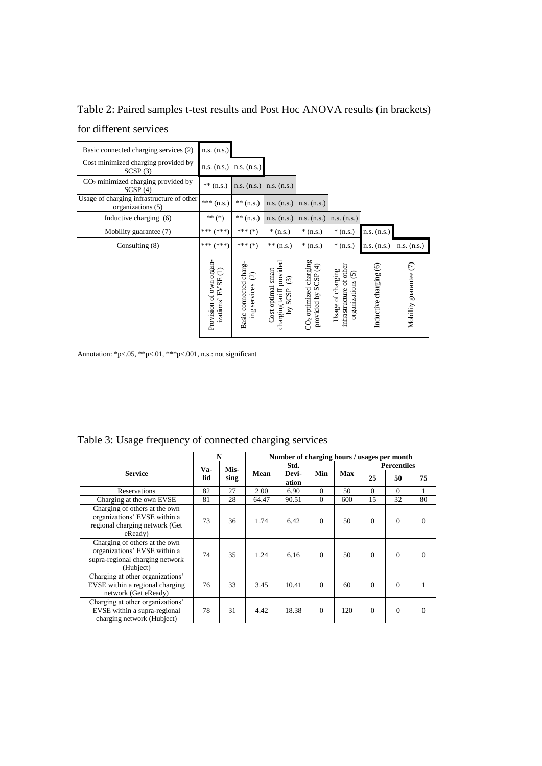Table 2: Paired samples t-test results and Post Hoc ANOVA results (in brackets) for different services

| | Provision of own organizations' EVSE (1) | Basic connected charging services (2) | Cost optimal smart charging tariff provided by SCSP (3) | $CO_2$ optimized charging provided by SCSP (4) | Usage of charging infrastructure of other organizations (5) | Inductive charging (6) | Mobility guarantee (7) |
|---|---|---|---|---|---|---|---|
| Basic connected charging services (2) | n.s. (n.s.) | | | | | | |
| Cost minimized charging provided by SCSP (3) | n.s. (n.s.) | n.s. (n.s.) | | | | | |
| $CO_2$ minimized charging provided by SCSP (4) | ** (n.s.) | n.s. (n.s.) | n.s. (n.s.) | | | | |
| Usage of charging infrastructure of other organizations (5) | *** (n.s.) | ** (n.s.) | n.s. (n.s.) | n.s. (n.s.) | | | |
| Inductive charging (6) | ** (*) | ** (n.s.) | n.s. (n.s.) | n.s. (n.s.) | n.s. (n.s.) | | |
| Mobility guarantee (7) | *** (***) | *** (*) | * (n.s.) | * (n.s.) | * (n.s.) | n.s. (n.s.) | |
| Consulting (8) | *** (***) | *** (*) | ** (n.s.) | * (n.s.) | * (n.s.) | n.s. (n.s.) | n.s. (n.s.) |

Annotation: *p<.05, **p<.01, ***p<.001, n.s.: not significant

Table 3: Usage frequency of connected charging services

| Service | N | | Number of charging hours / usages per month | | | | | | |
|---|---|---|---|---|---|---|---|---|---|
| | Valid | Missing | Mean | Std. Deviation | Min | Max | Percentiles 25 | Percentiles 50 | Percentiles 75 |
| Reservations | 82 | 27 | 2.00 | 6.90 | 0 | 50 | 0 | 0 | 1 |
| Charging at the own EVSE | 81 | 28 | 64.47 | 90.51 | 0 | 600 | 15 | 32 | 80 |
| Charging of others at the own organizations' EVSE within a regional charging network (Get eReady) | 73 | 36 | 1.74 | 6.42 | 0 | 50 | 0 | 0 | 0 |
| Charging of others at the own organizations' EVSE within a supra-regional charging network (Hubject) | 74 | 35 | 1.24 | 6.16 | 0 | 50 | 0 | 0 | 0 |
| Charging at other organizations' EVSE within a regional charging network (Get eReady) | 76 | 33 | 3.45 | 10.41 | 0 | 60 | 0 | 0 | 1 |
| Charging at other organizations' EVSE within a supra-regional charging network (Hubject) | 78 | 31 | 4.42 | 18.38 | 0 | 120 | 0 | 0 | 0 |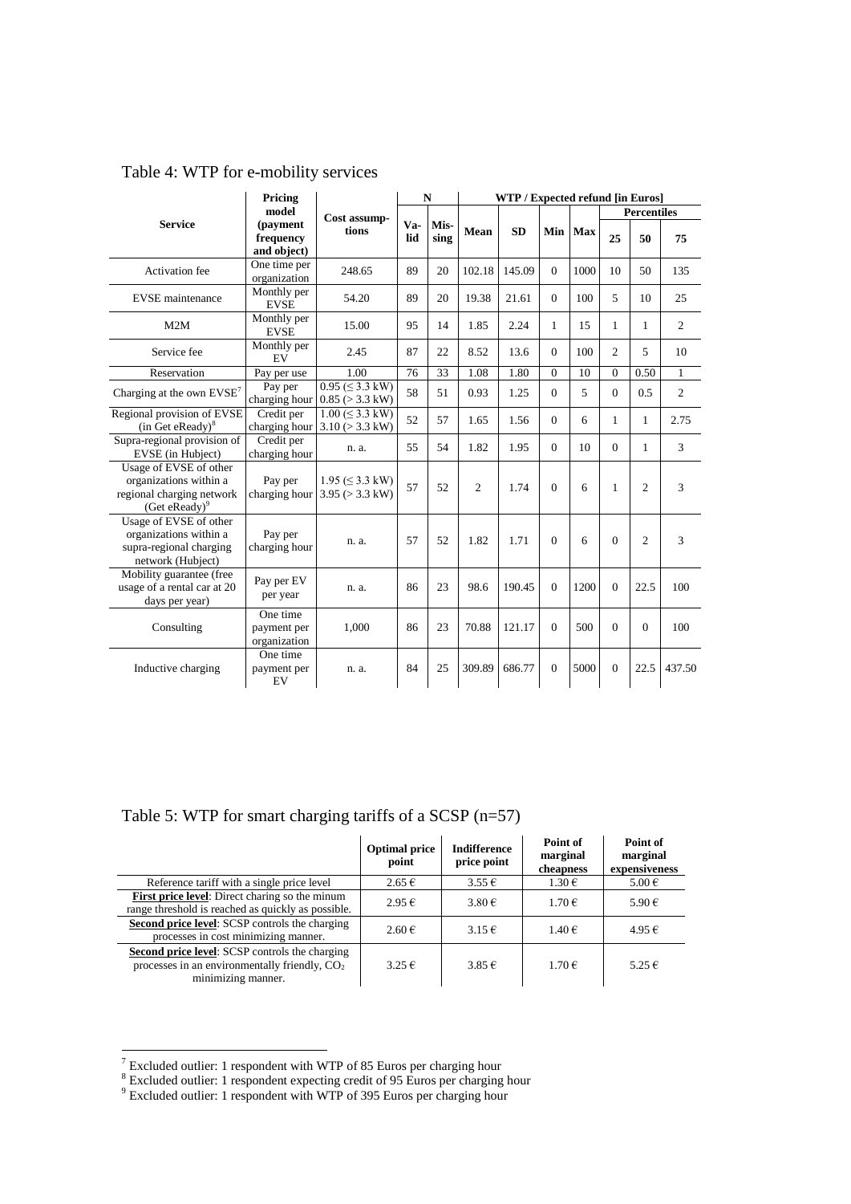Table 4: WTP for e-mobility services

| Service | Pricing model (payment frequency and object) | Cost assumptions | N | | WTP / Expected refund [in Euros] | | | | | | |
|---|---|---|---|---|---|---|---|---|---|---|---|
| | | | Valid | Missing | Mean | SD | Min | Max | Percentiles | | |
| | | | | | | | | | 25 | 50 | 75 |
| Activation fee | One time per organization | 248.65 | 89 | 20 | 102.18 | 145.09 | 0 | 1000 | 10 | 50 | 135 |
| EVSE maintenance | Monthly per EVSE | 54.20 | 89 | 20 | 19.38 | 21.61 | 0 | 100 | 5 | 10 | 25 |
| M2M | Monthly per EVSE | 15.00 | 95 | 14 | 1.85 | 2.24 | 1 | 15 | 1 | 1 | 2 |
| Service fee | Monthly per EV | 2.45 | 87 | 22 | 8.52 | 13.6 | 0 | 100 | 2 | 5 | 10 |
| Reservation | Pay per use | 1.00 | 76 | 33 | 1.08 | 1.80 | 0 | 10 | 0 | 0.50 | 1 |
| Charging at the own EVSE[7] | Pay per charging hour | 0.95 (≤ 3.3 kW) 0.85 (> 3.3 kW) | 58 | 51 | 0.93 | 1.25 | 0 | 5 | 0 | 0.5 | 2 |
| Regional provision of EVSE (in Get eReady)[8] | Credit per charging hour | 1.00 (≤ 3.3 kW) 3.10 (> 3.3 kW) | 52 | 57 | 1.65 | 1.56 | 0 | 6 | 1 | 1 | 2.75 |
| Supra-regional provision of EVSE (in Hubject) | Credit per charging hour | n. a. | 55 | 54 | 1.82 | 1.95 | 0 | 10 | 0 | 1 | 3 |
| Usage of EVSE of other organizations within a regional charging network (Get eReady)[9] | Pay per charging hour | 1.95 (≤ 3.3 kW) 3.95 (> 3.3 kW) | 57 | 52 | 2 | 1.74 | 0 | 6 | 1 | 2 | 3 |
| Usage of EVSE of other organizations within a supra-regional charging network (Hubject) | Pay per charging hour | n. a. | 57 | 52 | 1.82 | 1.71 | 0 | 6 | 0 | 2 | 3 |
| Mobility guarantee (free usage of a rental car at 20 days per year) | Pay per EV per year | n. a. | 86 | 23 | 98.6 | 190.45 | 0 | 1200 | 0 | 22.5 | 100 |
| Consulting | One time payment per organization | 1,000 | 86 | 23 | 70.88 | 121.17 | 0 | 500 | 0 | 0 | 100 |
| Inductive charging | One time payment per EV | n. a. | 84 | 25 | 309.89 | 686.77 | 0 | 5000 | 0 | 22.5 | 437.50 |

Table 5: WTP for smart charging tariffs of a SCSP (n=57)

| | Optimal price point | Indifference price point | Point of marginal cheapness | Point of marginal expensiveness |
|---|---|---|---|---|
| Reference tariff with a single price level | 2.65 € | 3.55 € | 1.30 € | 5.00 € |
| **First price level**: Direct charing so the minum range threshold is reached as quickly as possible. | 2.95 € | 3.80 € | 1.70 € | 5.90 € |
| **Second price level**: SCSP controls the charging processes in cost minimizing manner. | 2.60 € | 3.15 € | 1.40 € | 4.95 € |
| **Second price level**: SCSP controls the charging processes in an environmentally friendly, $CO_2$ minimizing manner. | 3.25 € | 3.85 € | 1.70 € | 5.25 € |

[7] Excluded outlier: 1 respondent with WTP of 85 Euros per charging hour

[8] Excluded outlier: 1 respondent expecting credit of 95 Euros per charging hour

[9] Excluded outlier: 1 respondent with WTP of 395 Euros per charging hour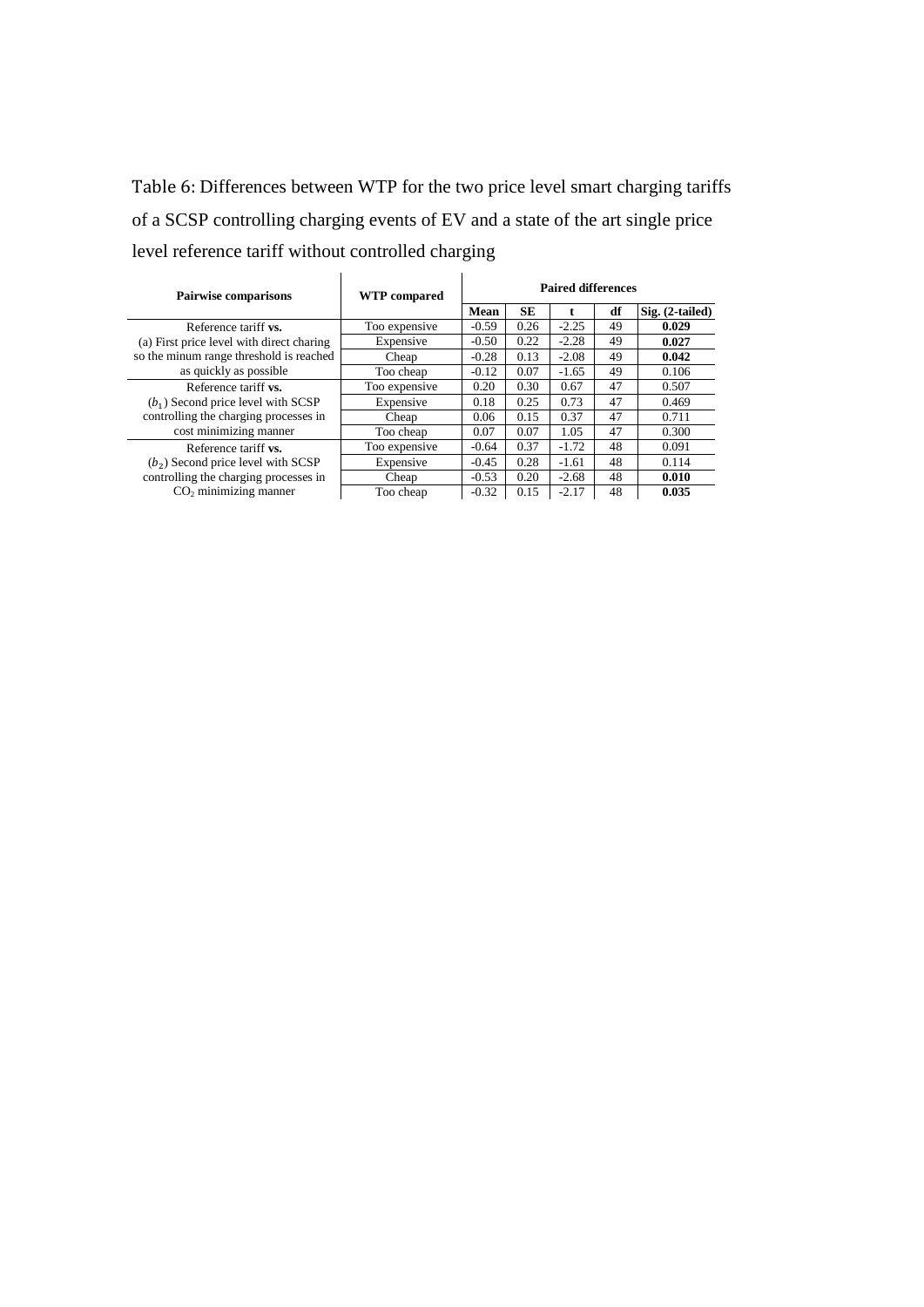Table 6: Differences between WTP for the two price level smart charging tariffs of a SCSP controlling charging events of EV and a state of the art single price level reference tariff without controlled charging

| Pairwise comparisons | WTP compared | Paired differences | | | | |
|---|---|---|---|---|---|---|
| | | **Mean** | **SE** | **t** | **df** | **Sig. (2-tailed)** |
| Reference tariff **vs.** (a) First price level with direct charing so the minum range threshold is reached as quickly as possible | Too expensive | -0.59 | 0.26 | -2.25 | 49 | **0.029** |
| | Expensive | -0.50 | 0.22 | -2.28 | 49 | **0.027** |
| | Cheap | -0.28 | 0.13 | -2.08 | 49 | **0.042** |
| | Too cheap | -0.12 | 0.07 | -1.65 | 49 | 0.106 |
| Reference tariff **vs.** ($b_1$) Second price level with SCSP controlling the charging processes in cost minimizing manner | Too expensive | 0.20 | 0.30 | 0.67 | 47 | 0.507 |
| | Expensive | 0.18 | 0.25 | 0.73 | 47 | 0.469 |
| | Cheap | 0.06 | 0.15 | 0.37 | 47 | 0.711 |
| | Too cheap | 0.07 | 0.07 | 1.05 | 47 | 0.300 |
| Reference tariff **vs.** ($b_2$) Second price level with SCSP controlling the charging processes in $CO_2$ minimizing manner | Too expensive | -0.64 | 0.37 | -1.72 | 48 | 0.091 |
| | Expensive | -0.45 | 0.28 | -1.61 | 48 | 0.114 |
| | Cheap | -0.53 | 0.20 | -2.68 | 48 | **0.010** |
| | Too cheap | -0.32 | 0.15 | -2.17 | 48 | **0.035** |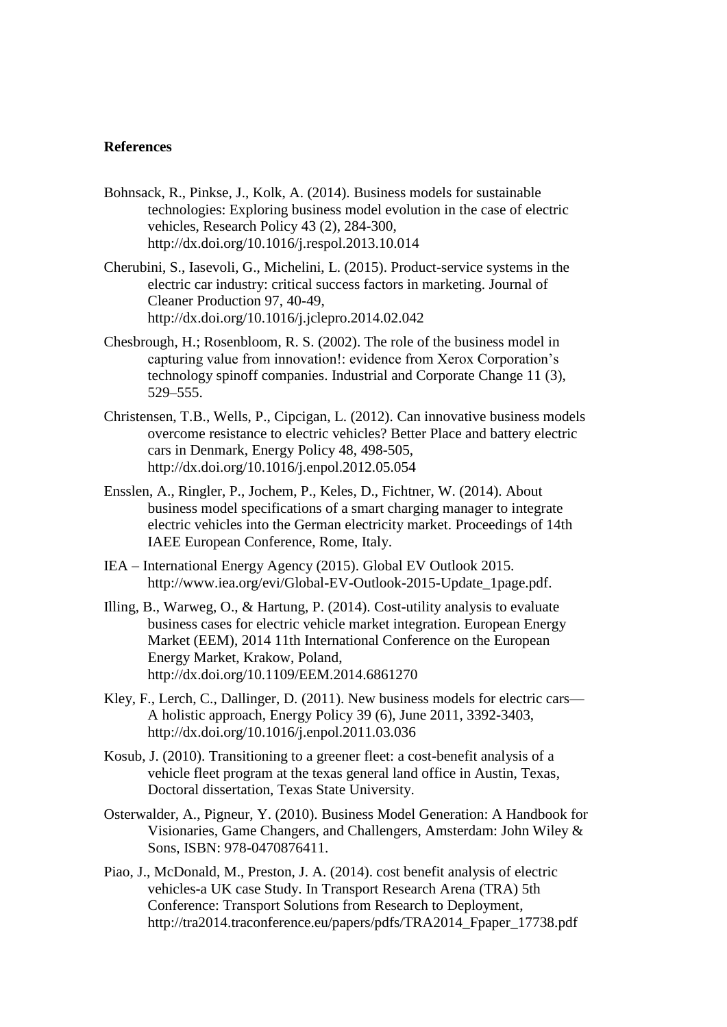**References**

Bohnsack, R., Pinkse, J., Kolk, A. (2014). Business models for sustainable technologies: Exploring business model evolution in the case of electric vehicles, Research Policy 43 (2), 284-300, http://dx.doi.org/10.1016/j.respol.2013.10.014

Cherubini, S., Iasevoli, G., Michelini, L. (2015). Product-service systems in the electric car industry: critical success factors in marketing. Journal of Cleaner Production 97, 40-49, http://dx.doi.org/10.1016/j.jclepro.2014.02.042

Chesbrough, H.; Rosenbloom, R. S. (2002). The role of the business model in capturing value from innovation!: evidence from Xerox Corporation's technology spinoff companies. Industrial and Corporate Change 11 (3), 529–555.

Christensen, T.B., Wells, P., Cipcigan, L. (2012). Can innovative business models overcome resistance to electric vehicles? Better Place and battery electric cars in Denmark, Energy Policy 48, 498-505, http://dx.doi.org/10.1016/j.enpol.2012.05.054

Ensslen, A., Ringler, P., Jochem, P., Keles, D., Fichtner, W. (2014). About business model specifications of a smart charging manager to integrate electric vehicles into the German electricity market. Proceedings of 14th IAEE European Conference, Rome, Italy.

IEA – International Energy Agency (2015). Global EV Outlook 2015. http://www.iea.org/evi/Global-EV-Outlook-2015-Update_1page.pdf.

Illing, B., Warweg, O., & Hartung, P. (2014). Cost-utility analysis to evaluate business cases for electric vehicle market integration. European Energy Market (EEM), 2014 11th International Conference on the European Energy Market, Krakow, Poland, http://dx.doi.org/10.1109/EEM.2014.6861270

Kley, F., Lerch, C., Dallinger, D. (2011). New business models for electric cars—A holistic approach, Energy Policy 39 (6), June 2011, 3392-3403, http://dx.doi.org/10.1016/j.enpol.2011.03.036

Kosub, J. (2010). Transitioning to a greener fleet: a cost-benefit analysis of a vehicle fleet program at the texas general land office in Austin, Texas, Doctoral dissertation, Texas State University.

Osterwalder, A., Pigneur, Y. (2010). Business Model Generation: A Handbook for Visionaries, Game Changers, and Challengers, Amsterdam: John Wiley & Sons, ISBN: 978-0470876411.

Piao, J., McDonald, M., Preston, J. A. (2014). cost benefit analysis of electric vehicles-a UK case Study. In Transport Research Arena (TRA) 5th Conference: Transport Solutions from Research to Deployment, http://tra2014.traconference.eu/papers/pdfs/TRA2014_Fpaper_17738.pdf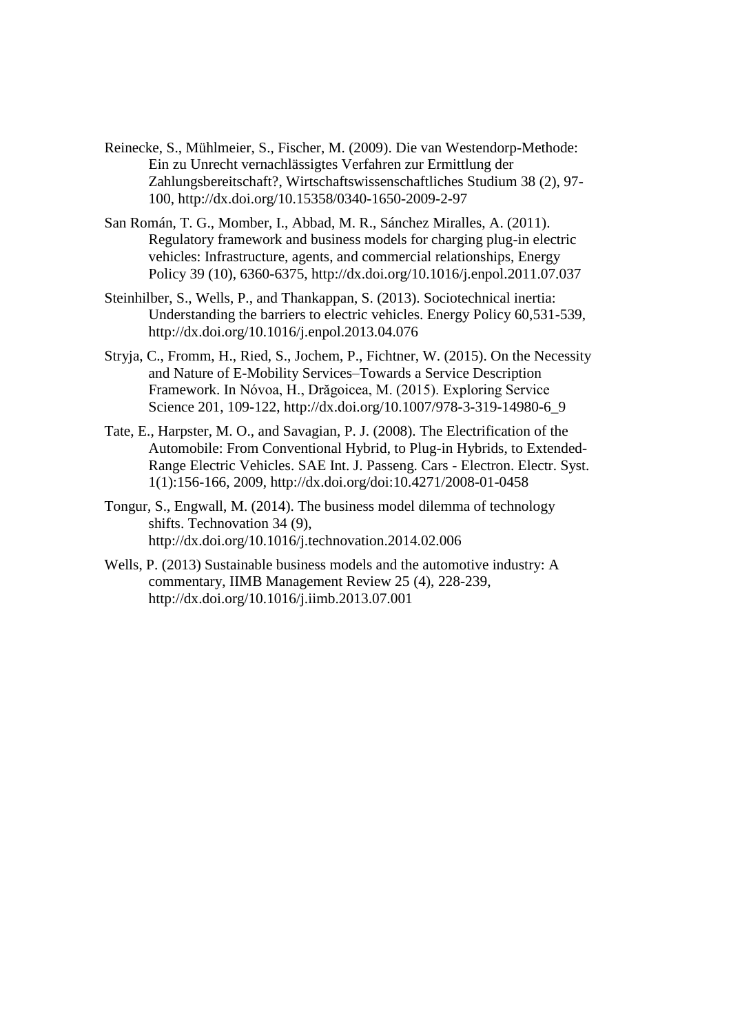Reinecke, S., Mühlmeier, S., Fischer, M. (2009). Die van Westendorp-Methode: Ein zu Unrecht vernachlässigtes Verfahren zur Ermittlung der Zahlungsbereitschaft?, Wirtschaftswissenschaftliches Studium 38 (2), 97-100, http://dx.doi.org/10.15358/0340-1650-2009-2-97

San Román, T. G., Momber, I., Abbad, M. R., Sánchez Miralles, A. (2011). Regulatory framework and business models for charging plug-in electric vehicles: Infrastructure, agents, and commercial relationships, Energy Policy 39 (10), 6360-6375, http://dx.doi.org/10.1016/j.enpol.2011.07.037

Steinhilber, S., Wells, P., and Thankappan, S. (2013). Sociotechnical inertia: Understanding the barriers to electric vehicles. Energy Policy 60,531-539, http://dx.doi.org/10.1016/j.enpol.2013.04.076

Stryja, C., Fromm, H., Ried, S., Jochem, P., Fichtner, W. (2015). On the Necessity and Nature of E-Mobility Services–Towards a Service Description Framework. In Nóvoa, H., Drăgoicea, M. (2015). Exploring Service Science 201, 109-122, http://dx.doi.org/10.1007/978-3-319-14980-6_9

Tate, E., Harpster, M. O., and Savagian, P. J. (2008). The Electrification of the Automobile: From Conventional Hybrid, to Plug-in Hybrids, to Extended-Range Electric Vehicles. SAE Int. J. Passeng. Cars - Electron. Electr. Syst. 1(1):156-166, 2009, http://dx.doi.org/doi:10.4271/2008-01-0458

Tongur, S., Engwall, M. (2014). The business model dilemma of technology shifts. Technovation 34 (9), http://dx.doi.org/10.1016/j.technovation.2014.02.006

Wells, P. (2013) Sustainable business models and the automotive industry: A commentary, IIMB Management Review 25 (4), 228-239, http://dx.doi.org/10.1016/j.iimb.2013.07.001